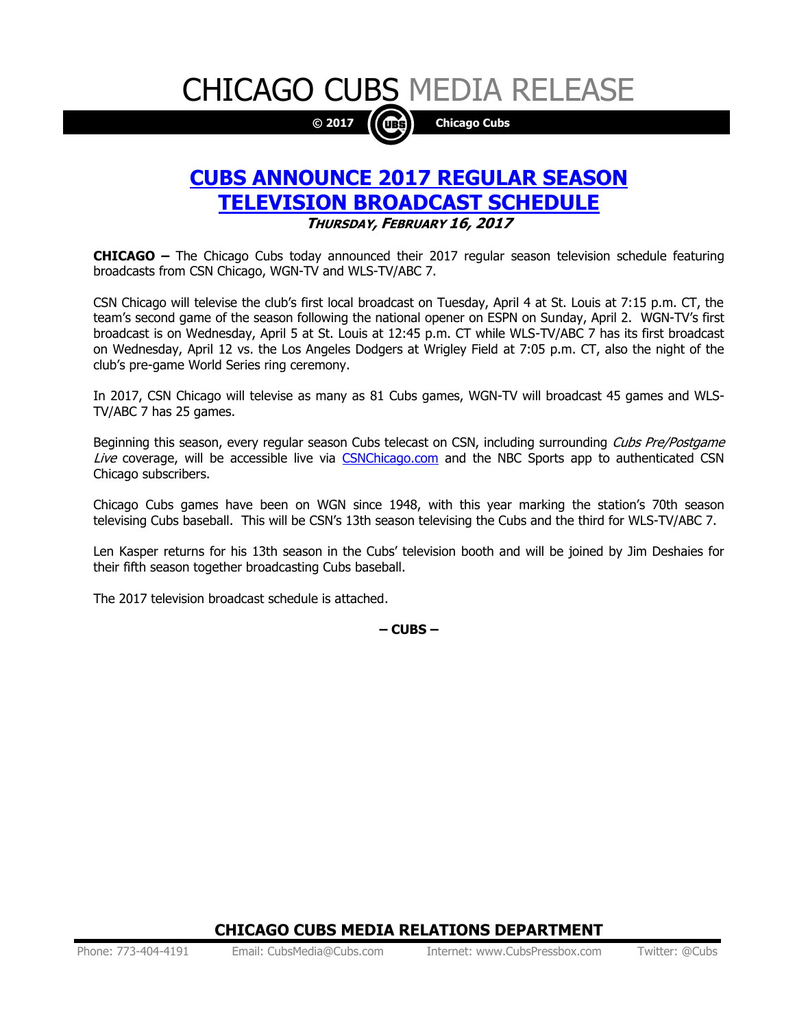# CHICAGO CUBS MEDIA RELEASE

**© 2017 Chicago Cubs**

## CUBS ANNOUNCE 2017 REGULAR SEASON TELEVISION BROADCAST SCHEDULE

***THURSDAY, FEBRUARY 16, 2017***

**CHICAGO –** The Chicago Cubs today announced their 2017 regular season television schedule featuring broadcasts from CSN Chicago, WGN-TV and WLS-TV/ABC 7.

CSN Chicago will televise the club's first local broadcast on Tuesday, April 4 at St. Louis at 7:15 p.m. CT, the team's second game of the season following the national opener on ESPN on Sunday, April 2. WGN-TV's first broadcast is on Wednesday, April 5 at St. Louis at 12:45 p.m. CT while WLS-TV/ABC 7 has its first broadcast on Wednesday, April 12 vs. the Los Angeles Dodgers at Wrigley Field at 7:05 p.m. CT, also the night of the club's pre-game World Series ring ceremony.

In 2017, CSN Chicago will televise as many as 81 Cubs games, WGN-TV will broadcast 45 games and WLS-TV/ABC 7 has 25 games.

Beginning this season, every regular season Cubs telecast on CSN, including surrounding *Cubs Pre/Postgame Live* coverage, will be accessible live via CSNChicago.com and the NBC Sports app to authenticated CSN Chicago subscribers.

Chicago Cubs games have been on WGN since 1948, with this year marking the station's 70th season televising Cubs baseball. This will be CSN's 13th season televising the Cubs and the third for WLS-TV/ABC 7.

Len Kasper returns for his 13th season in the Cubs' television booth and will be joined by Jim Deshaies for their fifth season together broadcasting Cubs baseball.

The 2017 television broadcast schedule is attached.

**– CUBS –**

**CHICAGO CUBS MEDIA RELATIONS DEPARTMENT**

Phone: 773-404-4191 Email: CubsMedia@Cubs.com Internet: www.CubsPressbox.com Twitter: @Cubs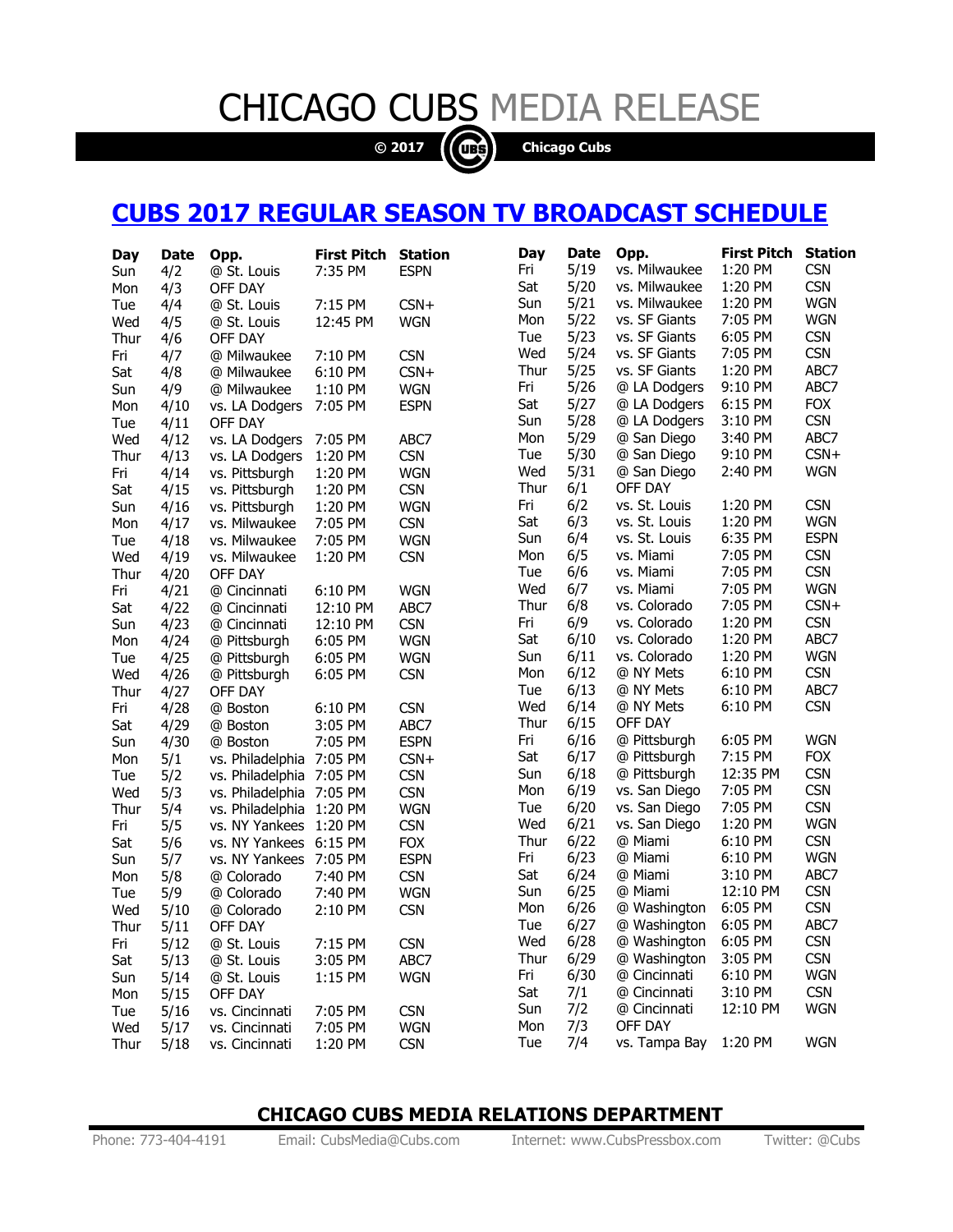# CHICAGO CUBS MEDIA RELEASE

© 2017 Chicago Cubs

## CUBS 2017 REGULAR SEASON TV BROADCAST SCHEDULE

| Day | Date | Opp. | First Pitch | Station |
|---|---|---|---|---|
| Sun | 4/2 | @ St. Louis | 7:35 PM | ESPN |
| Mon | 4/3 | OFF DAY | | |
| Tue | 4/4 | @ St. Louis | 7:15 PM | CSN+ |
| Wed | 4/5 | @ St. Louis | 12:45 PM | WGN |
| Thur | 4/6 | OFF DAY | | |
| Fri | 4/7 | @ Milwaukee | 7:10 PM | CSN |
| Sat | 4/8 | @ Milwaukee | 6:10 PM | CSN+ |
| Sun | 4/9 | @ Milwaukee | 1:10 PM | WGN |
| Mon | 4/10 | vs. LA Dodgers | 7:05 PM | ESPN |
| Tue | 4/11 | OFF DAY | | |
| Wed | 4/12 | vs. LA Dodgers | 7:05 PM | ABC7 |
| Thur | 4/13 | vs. LA Dodgers | 1:20 PM | CSN |
| Fri | 4/14 | vs. Pittsburgh | 1:20 PM | WGN |
| Sat | 4/15 | vs. Pittsburgh | 1:20 PM | CSN |
| Sun | 4/16 | vs. Pittsburgh | 1:20 PM | WGN |
| Mon | 4/17 | vs. Milwaukee | 7:05 PM | CSN |
| Tue | 4/18 | vs. Milwaukee | 7:05 PM | WGN |
| Wed | 4/19 | vs. Milwaukee | 1:20 PM | CSN |
| Thur | 4/20 | OFF DAY | | |
| Fri | 4/21 | @ Cincinnati | 6:10 PM | WGN |
| Sat | 4/22 | @ Cincinnati | 12:10 PM | ABC7 |
| Sun | 4/23 | @ Cincinnati | 12:10 PM | CSN |
| Mon | 4/24 | @ Pittsburgh | 6:05 PM | WGN |
| Tue | 4/25 | @ Pittsburgh | 6:05 PM | WGN |
| Wed | 4/26 | @ Pittsburgh | 6:05 PM | CSN |
| Thur | 4/27 | OFF DAY | | |
| Fri | 4/28 | @ Boston | 6:10 PM | CSN |
| Sat | 4/29 | @ Boston | 3:05 PM | ABC7 |
| Sun | 4/30 | @ Boston | 7:05 PM | ESPN |
| Mon | 5/1 | vs. Philadelphia | 7:05 PM | CSN+ |
| Tue | 5/2 | vs. Philadelphia | 7:05 PM | CSN |
| Wed | 5/3 | vs. Philadelphia | 7:05 PM | CSN |
| Thur | 5/4 | vs. Philadelphia | 1:20 PM | WGN |
| Fri | 5/5 | vs. NY Yankees | 1:20 PM | CSN |
| Sat | 5/6 | vs. NY Yankees | 6:15 PM | FOX |
| Sun | 5/7 | vs. NY Yankees | 7:05 PM | ESPN |
| Mon | 5/8 | @ Colorado | 7:40 PM | CSN |
| Tue | 5/9 | @ Colorado | 7:40 PM | WGN |
| Wed | 5/10 | @ Colorado | 2:10 PM | CSN |
| Thur | 5/11 | OFF DAY | | |
| Fri | 5/12 | @ St. Louis | 7:15 PM | CSN |
| Sat | 5/13 | @ St. Louis | 3:05 PM | ABC7 |
| Sun | 5/14 | @ St. Louis | 1:15 PM | WGN |
| Mon | 5/15 | OFF DAY | | |
| Tue | 5/16 | vs. Cincinnati | 7:05 PM | CSN |
| Wed | 5/17 | vs. Cincinnati | 7:05 PM | WGN |
| Thur | 5/18 | vs. Cincinnati | 1:20 PM | CSN |
| Fri | 5/19 | vs. Milwaukee | 1:20 PM | CSN |
| Sat | 5/20 | vs. Milwaukee | 1:20 PM | CSN |
| Sun | 5/21 | vs. Milwaukee | 1:20 PM | WGN |
| Mon | 5/22 | vs. SF Giants | 7:05 PM | WGN |
| Tue | 5/23 | vs. SF Giants | 6:05 PM | CSN |
| Wed | 5/24 | vs. SF Giants | 7:05 PM | CSN |
| Thur | 5/25 | vs. SF Giants | 1:20 PM | ABC7 |
| Fri | 5/26 | @ LA Dodgers | 9:10 PM | ABC7 |
| Sat | 5/27 | @ LA Dodgers | 6:15 PM | FOX |
| Sun | 5/28 | @ LA Dodgers | 3:10 PM | CSN |
| Mon | 5/29 | @ San Diego | 3:40 PM | ABC7 |
| Tue | 5/30 | @ San Diego | 9:10 PM | CSN+ |
| Wed | 5/31 | @ San Diego | 2:40 PM | WGN |
| Thur | 6/1 | OFF DAY | | |
| Fri | 6/2 | vs. St. Louis | 1:20 PM | CSN |
| Sat | 6/3 | vs. St. Louis | 1:20 PM | WGN |
| Sun | 6/4 | vs. St. Louis | 6:35 PM | ESPN |
| Mon | 6/5 | vs. Miami | 7:05 PM | CSN |
| Tue | 6/6 | vs. Miami | 7:05 PM | CSN |
| Wed | 6/7 | vs. Miami | 7:05 PM | WGN |
| Thur | 6/8 | vs. Colorado | 7:05 PM | CSN+ |
| Fri | 6/9 | vs. Colorado | 1:20 PM | CSN |
| Sat | 6/10 | vs. Colorado | 1:20 PM | ABC7 |
| Sun | 6/11 | vs. Colorado | 1:20 PM | WGN |
| Mon | 6/12 | @ NY Mets | 6:10 PM | CSN |
| Tue | 6/13 | @ NY Mets | 6:10 PM | ABC7 |
| Wed | 6/14 | @ NY Mets | 6:10 PM | CSN |
| Thur | 6/15 | OFF DAY | | |
| Fri | 6/16 | @ Pittsburgh | 6:05 PM | WGN |
| Sat | 6/17 | @ Pittsburgh | 7:15 PM | FOX |
| Sun | 6/18 | @ Pittsburgh | 12:35 PM | CSN |
| Mon | 6/19 | vs. San Diego | 7:05 PM | CSN |
| Tue | 6/20 | vs. San Diego | 7:05 PM | CSN |
| Wed | 6/21 | vs. San Diego | 1:20 PM | WGN |
| Thur | 6/22 | @ Miami | 6:10 PM | CSN |
| Fri | 6/23 | @ Miami | 6:10 PM | WGN |
| Sat | 6/24 | @ Miami | 3:10 PM | ABC7 |
| Sun | 6/25 | @ Miami | 12:10 PM | CSN |
| Mon | 6/26 | @ Washington | 6:05 PM | CSN |
| Tue | 6/27 | @ Washington | 6:05 PM | ABC7 |
| Wed | 6/28 | @ Washington | 6:05 PM | CSN |
| Thur | 6/29 | @ Washington | 3:05 PM | CSN |
| Fri | 6/30 | @ Cincinnati | 6:10 PM | WGN |
| Sat | 7/1 | @ Cincinnati | 3:10 PM | CSN |
| Sun | 7/2 | @ Cincinnati | 12:10 PM | WGN |
| Mon | 7/3 | OFF DAY | | |
| Tue | 7/4 | vs. Tampa Bay | 1:20 PM | WGN |

**CHICAGO CUBS MEDIA RELATIONS DEPARTMENT**

Phone: 773-404-4191 Email: CubsMedia@Cubs.com Internet: www.CubsPressbox.com Twitter: @Cubs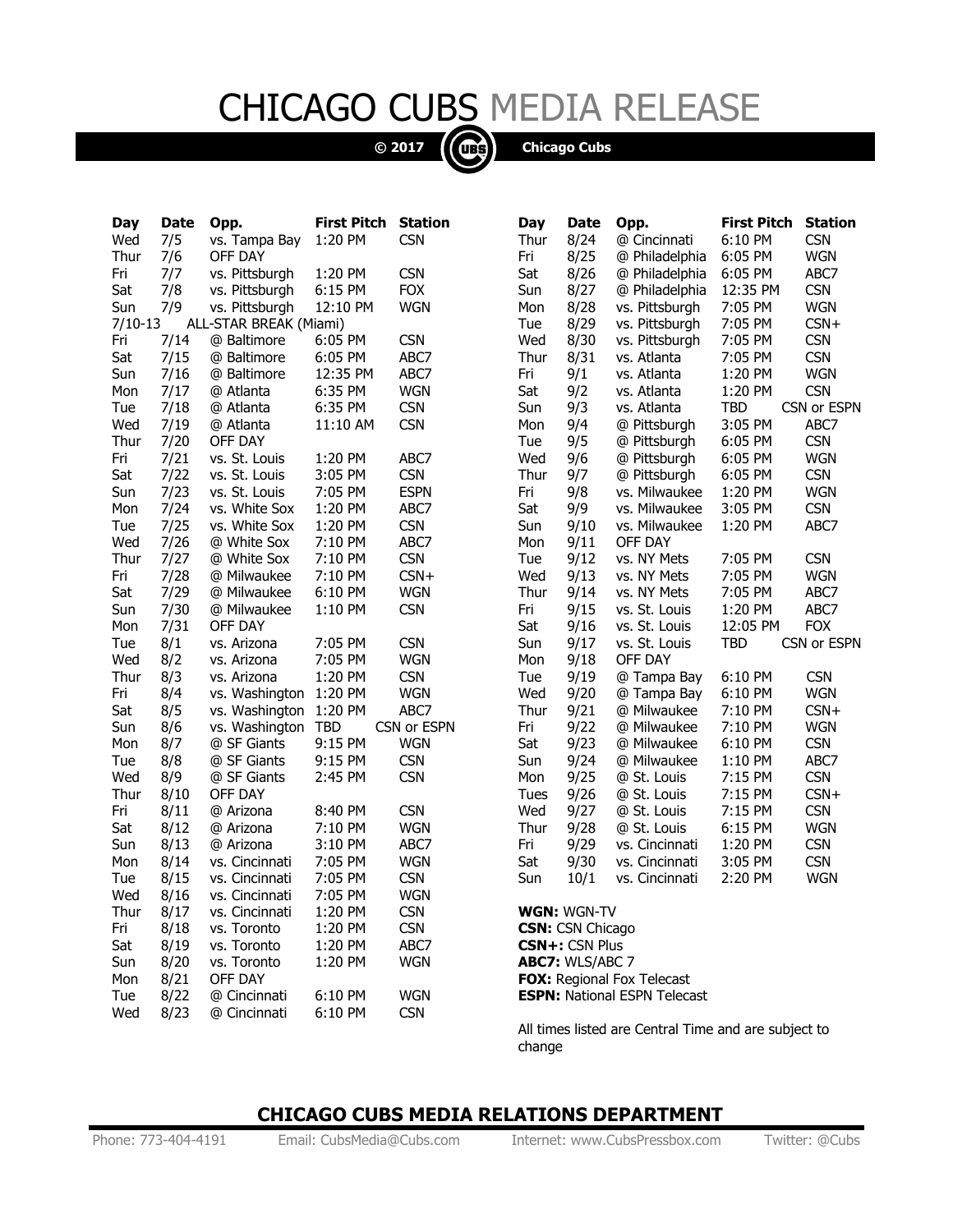# CHICAGO CUBS MEDIA RELEASE

**© 2017** **Chicago Cubs**

| Day | Date | Opp. | First Pitch | Station |
|---|---|---|---|---|
| Wed | 7/5 | vs. Tampa Bay | 1:20 PM | CSN |
| Thur | 7/6 | OFF DAY | | |
| Fri | 7/7 | vs. Pittsburgh | 1:20 PM | CSN |
| Sat | 7/8 | vs. Pittsburgh | 6:15 PM | FOX |
| Sun | 7/9 | vs. Pittsburgh | 12:10 PM | WGN |
| 7/10-13 | | ALL-STAR BREAK (Miami) | | |
| Fri | 7/14 | @ Baltimore | 6:05 PM | CSN |
| Sat | 7/15 | @ Baltimore | 6:05 PM | ABC7 |
| Sun | 7/16 | @ Baltimore | 12:35 PM | ABC7 |
| Mon | 7/17 | @ Atlanta | 6:35 PM | WGN |
| Tue | 7/18 | @ Atlanta | 6:35 PM | CSN |
| Wed | 7/19 | @ Atlanta | 11:10 AM | CSN |
| Thur | 7/20 | OFF DAY | | |
| Fri | 7/21 | vs. St. Louis | 1:20 PM | ABC7 |
| Sat | 7/22 | vs. St. Louis | 3:05 PM | CSN |
| Sun | 7/23 | vs. St. Louis | 7:05 PM | ESPN |
| Mon | 7/24 | vs. White Sox | 1:20 PM | ABC7 |
| Tue | 7/25 | vs. White Sox | 1:20 PM | CSN |
| Wed | 7/26 | @ White Sox | 7:10 PM | ABC7 |
| Thur | 7/27 | @ White Sox | 7:10 PM | CSN |
| Fri | 7/28 | @ Milwaukee | 7:10 PM | CSN+ |
| Sat | 7/29 | @ Milwaukee | 6:10 PM | WGN |
| Sun | 7/30 | @ Milwaukee | 1:10 PM | CSN |
| Mon | 7/31 | OFF DAY | | |
| Tue | 8/1 | vs. Arizona | 7:05 PM | CSN |
| Wed | 8/2 | vs. Arizona | 7:05 PM | WGN |
| Thur | 8/3 | vs. Arizona | 1:20 PM | CSN |
| Fri | 8/4 | vs. Washington | 1:20 PM | WGN |
| Sat | 8/5 | vs. Washington | 1:20 PM | ABC7 |
| Sun | 8/6 | vs. Washington | TBD | CSN or ESPN |
| Mon | 8/7 | @ SF Giants | 9:15 PM | WGN |
| Tue | 8/8 | @ SF Giants | 9:15 PM | CSN |
| Wed | 8/9 | @ SF Giants | 2:45 PM | CSN |
| Thur | 8/10 | OFF DAY | | |
| Fri | 8/11 | @ Arizona | 8:40 PM | CSN |
| Sat | 8/12 | @ Arizona | 7:10 PM | WGN |
| Sun | 8/13 | @ Arizona | 3:10 PM | ABC7 |
| Mon | 8/14 | vs. Cincinnati | 7:05 PM | WGN |
| Tue | 8/15 | vs. Cincinnati | 7:05 PM | CSN |
| Wed | 8/16 | vs. Cincinnati | 7:05 PM | WGN |
| Thur | 8/17 | vs. Cincinnati | 1:20 PM | CSN |
| Fri | 8/18 | vs. Toronto | 1:20 PM | CSN |
| Sat | 8/19 | vs. Toronto | 1:20 PM | ABC7 |
| Sun | 8/20 | vs. Toronto | 1:20 PM | WGN |
| Mon | 8/21 | OFF DAY | | |
| Tue | 8/22 | @ Cincinnati | 6:10 PM | WGN |
| Wed | 8/23 | @ Cincinnati | 6:10 PM | CSN |
| Thur | 8/24 | @ Cincinnati | 6:10 PM | CSN |
| Fri | 8/25 | @ Philadelphia | 6:05 PM | WGN |
| Sat | 8/26 | @ Philadelphia | 6:05 PM | ABC7 |
| Sun | 8/27 | @ Philadelphia | 12:35 PM | CSN |
| Mon | 8/28 | vs. Pittsburgh | 7:05 PM | WGN |
| Tue | 8/29 | vs. Pittsburgh | 7:05 PM | CSN+ |
| Wed | 8/30 | vs. Pittsburgh | 7:05 PM | CSN |
| Thur | 8/31 | vs. Atlanta | 7:05 PM | CSN |
| Fri | 9/1 | vs. Atlanta | 1:20 PM | WGN |
| Sat | 9/2 | vs. Atlanta | 1:20 PM | CSN |
| Sun | 9/3 | vs. Atlanta | TBD | CSN or ESPN |
| Mon | 9/4 | @ Pittsburgh | 3:05 PM | ABC7 |
| Tue | 9/5 | @ Pittsburgh | 6:05 PM | CSN |
| Wed | 9/6 | @ Pittsburgh | 6:05 PM | WGN |
| Thur | 9/7 | @ Pittsburgh | 6:05 PM | CSN |
| Fri | 9/8 | vs. Milwaukee | 1:20 PM | WGN |
| Sat | 9/9 | vs. Milwaukee | 3:05 PM | CSN |
| Sun | 9/10 | vs. Milwaukee | 1:20 PM | ABC7 |
| Mon | 9/11 | OFF DAY | | |
| Tue | 9/12 | vs. NY Mets | 7:05 PM | CSN |
| Wed | 9/13 | vs. NY Mets | 7:05 PM | WGN |
| Thur | 9/14 | vs. NY Mets | 7:05 PM | ABC7 |
| Fri | 9/15 | vs. St. Louis | 1:20 PM | ABC7 |
| Sat | 9/16 | vs. St. Louis | 12:05 PM | FOX |
| Sun | 9/17 | vs. St. Louis | TBD | CSN or ESPN |
| Mon | 9/18 | OFF DAY | | |
| Tue | 9/19 | @ Tampa Bay | 6:10 PM | CSN |
| Wed | 9/20 | @ Tampa Bay | 6:10 PM | WGN |
| Thur | 9/21 | @ Milwaukee | 7:10 PM | CSN+ |
| Fri | 9/22 | @ Milwaukee | 7:10 PM | WGN |
| Sat | 9/23 | @ Milwaukee | 6:10 PM | CSN |
| Sun | 9/24 | @ Milwaukee | 1:10 PM | ABC7 |
| Mon | 9/25 | @ St. Louis | 7:15 PM | CSN |
| Tues | 9/26 | @ St. Louis | 7:15 PM | CSN+ |
| Wed | 9/27 | @ St. Louis | 7:15 PM | CSN |
| Thur | 9/28 | @ St. Louis | 6:15 PM | WGN |
| Fri | 9/29 | vs. Cincinnati | 1:20 PM | CSN |
| Sat | 9/30 | vs. Cincinnati | 3:05 PM | CSN |
| Sun | 10/1 | vs. Cincinnati | 2:20 PM | WGN |

**WGN:** WGN-TV
**CSN:** CSN Chicago
**CSN+:** CSN Plus
**ABC7:** WLS/ABC 7
**FOX:** Regional Fox Telecast
**ESPN:** National ESPN Telecast

All times listed are Central Time and are subject to change

## CHICAGO CUBS MEDIA RELATIONS DEPARTMENT

Phone: 773-404-4191 Email: CubsMedia@Cubs.com Internet: www.CubsPressbox.com Twitter: @Cubs